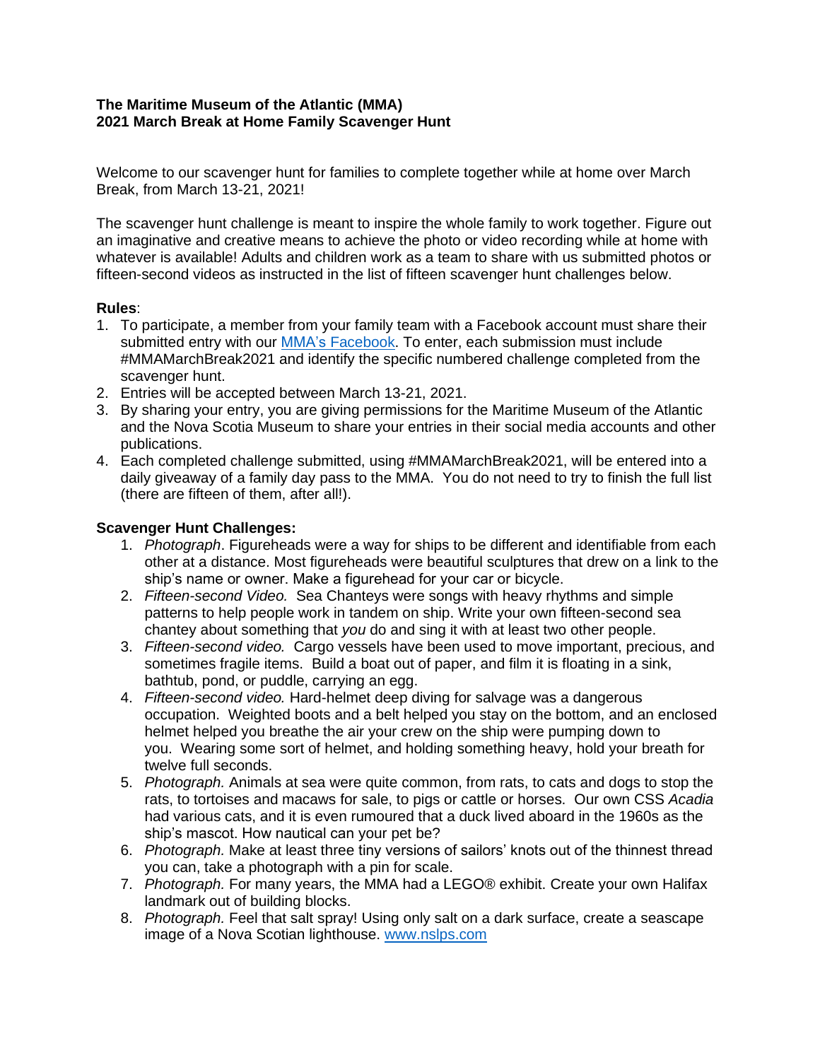**The Maritime Museum of the Atlantic (MMA)**
**2021 March Break at Home Family Scavenger Hunt**

Welcome to our scavenger hunt for families to complete together while at home over March Break, from March 13-21, 2021!

The scavenger hunt challenge is meant to inspire the whole family to work together. Figure out an imaginative and creative means to achieve the photo or video recording while at home with whatever is available! Adults and children work as a team to share with us submitted photos or fifteen-second videos as instructed in the list of fifteen scavenger hunt challenges below.

**Rules**:

1. To participate, a member from your family team with a Facebook account must share their submitted entry with our MMA's Facebook. To enter, each submission must include #MMAMarchBreak2021 and identify the specific numbered challenge completed from the scavenger hunt.
2. Entries will be accepted between March 13-21, 2021.
3. By sharing your entry, you are giving permissions for the Maritime Museum of the Atlantic and the Nova Scotia Museum to share your entries in their social media accounts and other publications.
4. Each completed challenge submitted, using #MMAMarchBreak2021, will be entered into a daily giveaway of a family day pass to the MMA. You do not need to try to finish the full list (there are fifteen of them, after all!).

**Scavenger Hunt Challenges:**

1. *Photograph*. Figureheads were a way for ships to be different and identifiable from each other at a distance. Most figureheads were beautiful sculptures that drew on a link to the ship's name or owner. Make a figurehead for your car or bicycle.
2. *Fifteen-second Video.* Sea Chanteys were songs with heavy rhythms and simple patterns to help people work in tandem on ship. Write your own fifteen-second sea chantey about something that *you* do and sing it with at least two other people.
3. *Fifteen-second video.* Cargo vessels have been used to move important, precious, and sometimes fragile items. Build a boat out of paper, and film it is floating in a sink, bathtub, pond, or puddle, carrying an egg.
4. *Fifteen-second video.* Hard-helmet deep diving for salvage was a dangerous occupation. Weighted boots and a belt helped you stay on the bottom, and an enclosed helmet helped you breathe the air your crew on the ship were pumping down to you. Wearing some sort of helmet, and holding something heavy, hold your breath for twelve full seconds.
5. *Photograph.* Animals at sea were quite common, from rats, to cats and dogs to stop the rats, to tortoises and macaws for sale, to pigs or cattle or horses. Our own CSS *Acadia* had various cats, and it is even rumoured that a duck lived aboard in the 1960s as the ship's mascot. How nautical can your pet be?
6. *Photograph.* Make at least three tiny versions of sailors' knots out of the thinnest thread you can, take a photograph with a pin for scale.
7. *Photograph.* For many years, the MMA had a LEGO® exhibit. Create your own Halifax landmark out of building blocks.
8. *Photograph.* Feel that salt spray! Using only salt on a dark surface, create a seascape image of a Nova Scotian lighthouse. www.nslps.com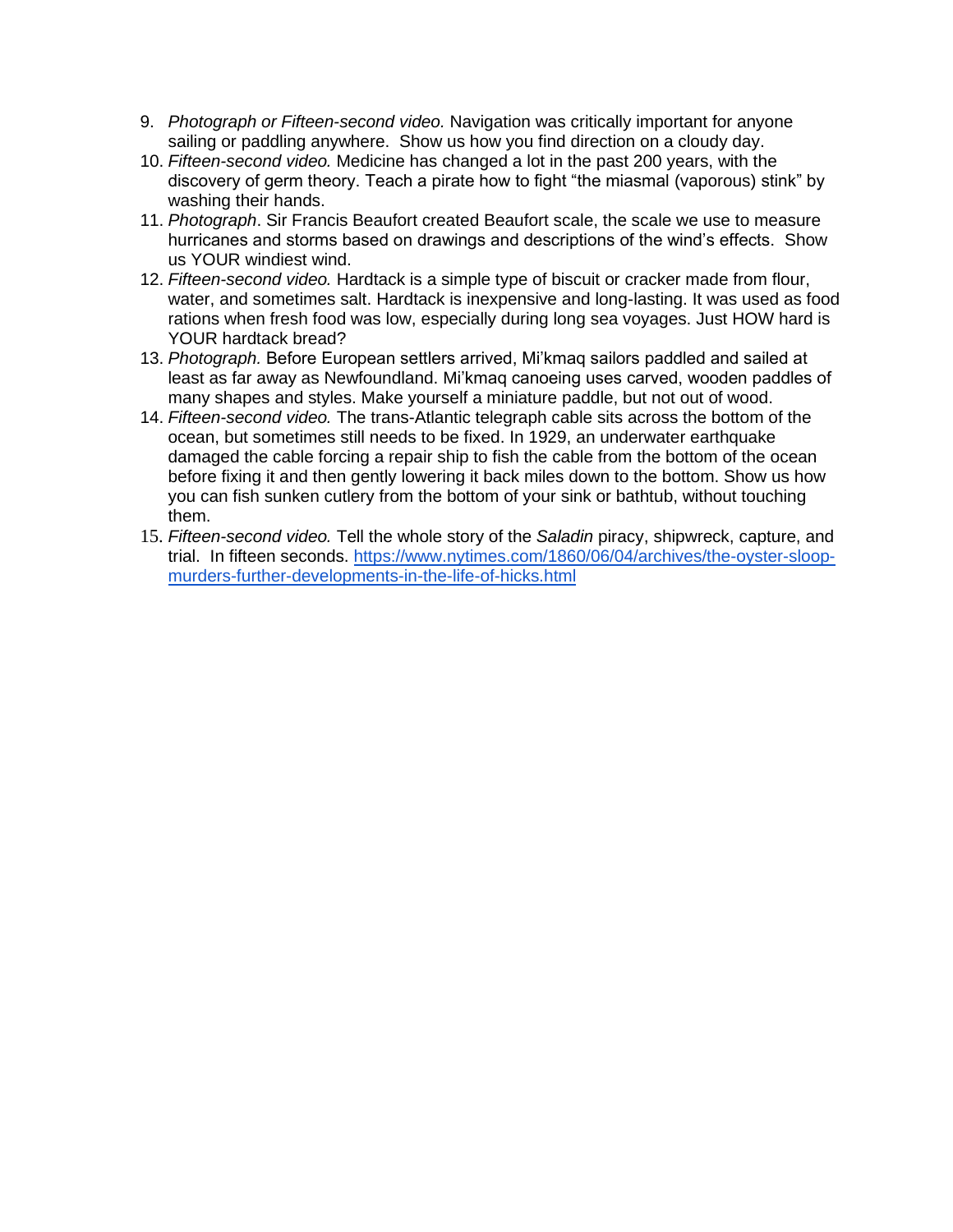9. *Photograph or Fifteen-second video.* Navigation was critically important for anyone sailing or paddling anywhere. Show us how you find direction on a cloudy day.
10. *Fifteen-second video.* Medicine has changed a lot in the past 200 years, with the discovery of germ theory. Teach a pirate how to fight "the miasmal (vaporous) stink" by washing their hands.
11. *Photograph*. Sir Francis Beaufort created Beaufort scale, the scale we use to measure hurricanes and storms based on drawings and descriptions of the wind's effects. Show us YOUR windiest wind.
12. *Fifteen-second video.* Hardtack is a simple type of biscuit or cracker made from flour, water, and sometimes salt. Hardtack is inexpensive and long-lasting. It was used as food rations when fresh food was low, especially during long sea voyages. Just HOW hard is YOUR hardtack bread?
13. *Photograph.* Before European settlers arrived, Mi'kmaq sailors paddled and sailed at least as far away as Newfoundland. Mi'kmaq canoeing uses carved, wooden paddles of many shapes and styles. Make yourself a miniature paddle, but not out of wood.
14. *Fifteen-second video.* The trans-Atlantic telegraph cable sits across the bottom of the ocean, but sometimes still needs to be fixed. In 1929, an underwater earthquake damaged the cable forcing a repair ship to fish the cable from the bottom of the ocean before fixing it and then gently lowering it back miles down to the bottom. Show us how you can fish sunken cutlery from the bottom of your sink or bathtub, without touching them.
15. *Fifteen-second video.* Tell the whole story of the *Saladin* piracy, shipwreck, capture, and trial. In fifteen seconds. [https://www.nytimes.com/1860/06/04/archives/the-oyster-sloop-murders-further-developments-in-the-life-of-hicks.html](https://www.nytimes.com/1860/06/04/archives/the-oyster-sloop-murders-further-developments-in-the-life-of-hicks.html)